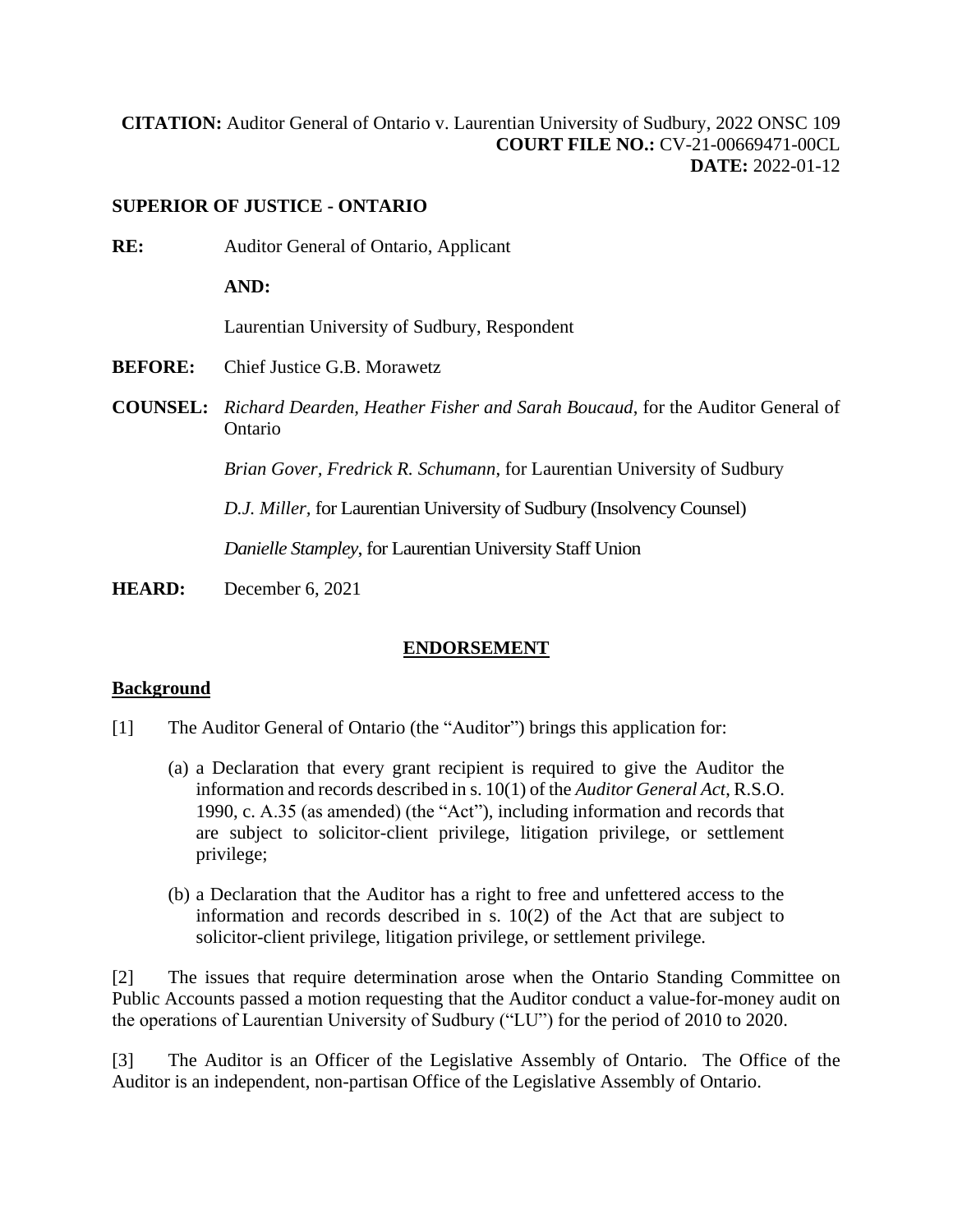**CITATION:** Auditor General of Ontario v. Laurentian University of Sudbury, 2022 ONSC 109
**COURT FILE NO.:** CV-21-00669471-00CL
**DATE:** 2022-01-12

**SUPERIOR OF JUSTICE - ONTARIO**

**RE:** Auditor General of Ontario, Applicant

**AND:**

Laurentian University of Sudbury, Respondent

**BEFORE:** Chief Justice G.B. Morawetz

**COUNSEL:** *Richard Dearden, Heather Fisher and Sarah Boucaud*, for the Auditor General of Ontario

*Brian Gover, Fredrick R. Schumann*, for Laurentian University of Sudbury

*D.J. Miller*, for Laurentian University of Sudbury (Insolvency Counsel)

*Danielle Stampley*, for Laurentian University Staff Union

**HEARD:** December 6, 2021

## ENDORSEMENT

### Background

[1] The Auditor General of Ontario (the "Auditor") brings this application for:

(a) a Declaration that every grant recipient is required to give the Auditor the information and records described in s. 10(1) of the *Auditor General Act*, R.S.O. 1990, c. A.35 (as amended) (the "Act"), including information and records that are subject to solicitor-client privilege, litigation privilege, or settlement privilege;

(b) a Declaration that the Auditor has a right to free and unfettered access to the information and records described in s. 10(2) of the Act that are subject to solicitor-client privilege, litigation privilege, or settlement privilege.

[2] The issues that require determination arose when the Ontario Standing Committee on Public Accounts passed a motion requesting that the Auditor conduct a value-for-money audit on the operations of Laurentian University of Sudbury ("LU") for the period of 2010 to 2020.

[3] The Auditor is an Officer of the Legislative Assembly of Ontario. The Office of the Auditor is an independent, non-partisan Office of the Legislative Assembly of Ontario.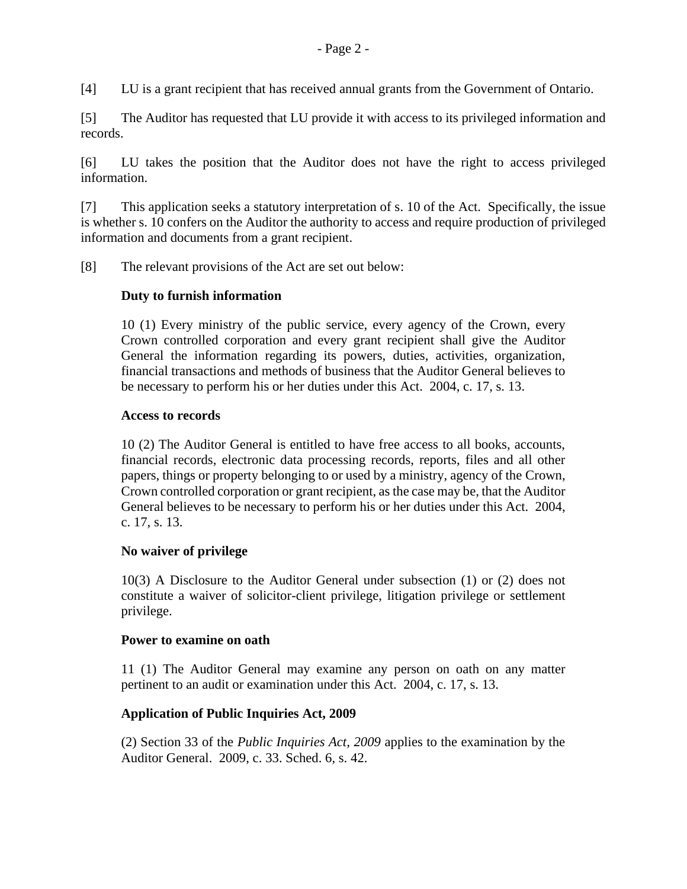[4] LU is a grant recipient that has received annual grants from the Government of Ontario.

[5] The Auditor has requested that LU provide it with access to its privileged information and records.

[6] LU takes the position that the Auditor does not have the right to access privileged information.

[7] This application seeks a statutory interpretation of s. 10 of the Act. Specifically, the issue is whether s. 10 confers on the Auditor the authority to access and require production of privileged information and documents from a grant recipient.

[8] The relevant provisions of the Act are set out below:

> **Duty to furnish information**
>
> 10 (1) Every ministry of the public service, every agency of the Crown, every Crown controlled corporation and every grant recipient shall give the Auditor General the information regarding its powers, duties, activities, organization, financial transactions and methods of business that the Auditor General believes to be necessary to perform his or her duties under this Act. 2004, c. 17, s. 13.
>
> **Access to records**
>
> 10 (2) The Auditor General is entitled to have free access to all books, accounts, financial records, electronic data processing records, reports, files and all other papers, things or property belonging to or used by a ministry, agency of the Crown, Crown controlled corporation or grant recipient, as the case may be, that the Auditor General believes to be necessary to perform his or her duties under this Act. 2004, c. 17, s. 13.
>
> **No waiver of privilege**
>
> 10(3) A Disclosure to the Auditor General under subsection (1) or (2) does not constitute a waiver of solicitor-client privilege, litigation privilege or settlement privilege.
>
> **Power to examine on oath**
>
> 11 (1) The Auditor General may examine any person on oath on any matter pertinent to an audit or examination under this Act. 2004, c. 17, s. 13.
>
> **Application of Public Inquiries Act, 2009**
>
> (2) Section 33 of the *Public Inquiries Act, 2009* applies to the examination by the Auditor General. 2009, c. 33. Sched. 6, s. 42.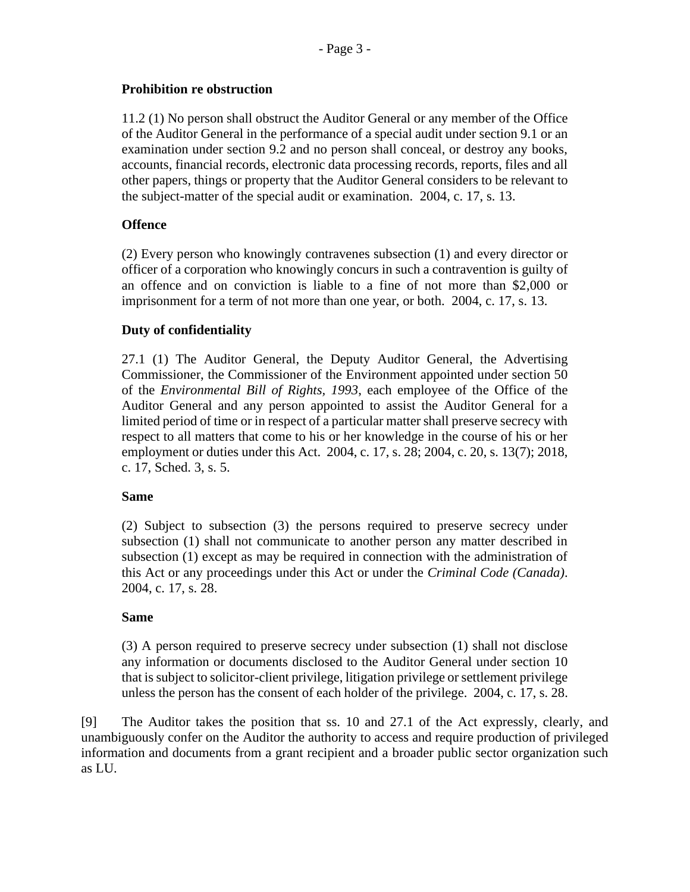**Prohibition re obstruction**

11.2 (1) No person shall obstruct the Auditor General or any member of the Office of the Auditor General in the performance of a special audit under section 9.1 or an examination under section 9.2 and no person shall conceal, or destroy any books, accounts, financial records, electronic data processing records, reports, files and all other papers, things or property that the Auditor General considers to be relevant to the subject-matter of the special audit or examination. 2004, c. 17, s. 13.

**Offence**

(2) Every person who knowingly contravenes subsection (1) and every director or officer of a corporation who knowingly concurs in such a contravention is guilty of an offence and on conviction is liable to a fine of not more than $2,000 or imprisonment for a term of not more than one year, or both. 2004, c. 17, s. 13.

**Duty of confidentiality**

27.1 (1) The Auditor General, the Deputy Auditor General, the Advertising Commissioner, the Commissioner of the Environment appointed under section 50 of the *Environmental Bill of Rights, 1993*, each employee of the Office of the Auditor General and any person appointed to assist the Auditor General for a limited period of time or in respect of a particular matter shall preserve secrecy with respect to all matters that come to his or her knowledge in the course of his or her employment or duties under this Act. 2004, c. 17, s. 28; 2004, c. 20, s. 13(7); 2018, c. 17, Sched. 3, s. 5.

**Same**

(2) Subject to subsection (3) the persons required to preserve secrecy under subsection (1) shall not communicate to another person any matter described in subsection (1) except as may be required in connection with the administration of this Act or any proceedings under this Act or under the *Criminal Code (Canada)*. 2004, c. 17, s. 28.

**Same**

(3) A person required to preserve secrecy under subsection (1) shall not disclose any information or documents disclosed to the Auditor General under section 10 that is subject to solicitor-client privilege, litigation privilege or settlement privilege unless the person has the consent of each holder of the privilege. 2004, c. 17, s. 28.

[9] The Auditor takes the position that ss. 10 and 27.1 of the Act expressly, clearly, and unambiguously confer on the Auditor the authority to access and require production of privileged information and documents from a grant recipient and a broader public sector organization such as LU.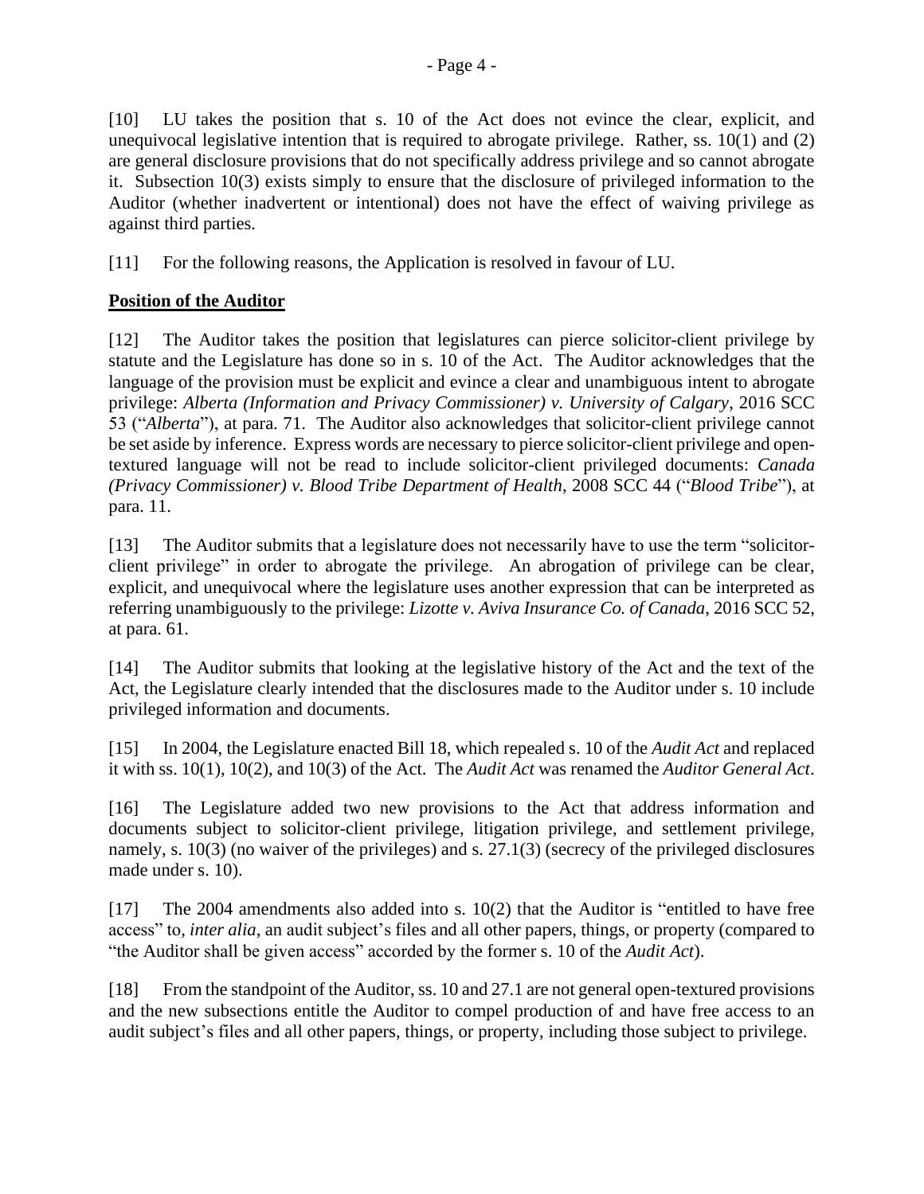[10] LU takes the position that s. 10 of the Act does not evince the clear, explicit, and unequivocal legislative intention that is required to abrogate privilege. Rather, ss. 10(1) and (2) are general disclosure provisions that do not specifically address privilege and so cannot abrogate it. Subsection 10(3) exists simply to ensure that the disclosure of privileged information to the Auditor (whether inadvertent or intentional) does not have the effect of waiving privilege as against third parties.

[11] For the following reasons, the Application is resolved in favour of LU.

**Position of the Auditor**

[12] The Auditor takes the position that legislatures can pierce solicitor-client privilege by statute and the Legislature has done so in s. 10 of the Act. The Auditor acknowledges that the language of the provision must be explicit and evince a clear and unambiguous intent to abrogate privilege: *Alberta (Information and Privacy Commissioner) v. University of Calgary*, 2016 SCC 53 ("*Alberta*"), at para. 71. The Auditor also acknowledges that solicitor-client privilege cannot be set aside by inference. Express words are necessary to pierce solicitor-client privilege and open-textured language will not be read to include solicitor-client privileged documents: *Canada (Privacy Commissioner) v. Blood Tribe Department of Health*, 2008 SCC 44 ("*Blood Tribe*"), at para. 11.

[13] The Auditor submits that a legislature does not necessarily have to use the term "solicitor-client privilege" in order to abrogate the privilege. An abrogation of privilege can be clear, explicit, and unequivocal where the legislature uses another expression that can be interpreted as referring unambiguously to the privilege: *Lizotte v. Aviva Insurance Co. of Canada*, 2016 SCC 52, at para. 61.

[14] The Auditor submits that looking at the legislative history of the Act and the text of the Act, the Legislature clearly intended that the disclosures made to the Auditor under s. 10 include privileged information and documents.

[15] In 2004, the Legislature enacted Bill 18, which repealed s. 10 of the *Audit Act* and replaced it with ss. 10(1), 10(2), and 10(3) of the Act. The *Audit Act* was renamed the *Auditor General Act*.

[16] The Legislature added two new provisions to the Act that address information and documents subject to solicitor-client privilege, litigation privilege, and settlement privilege, namely, s. 10(3) (no waiver of the privileges) and s. 27.1(3) (secrecy of the privileged disclosures made under s. 10).

[17] The 2004 amendments also added into s. 10(2) that the Auditor is "entitled to have free access" to, *inter alia*, an audit subject's files and all other papers, things, or property (compared to "the Auditor shall be given access" accorded by the former s. 10 of the *Audit Act*).

[18] From the standpoint of the Auditor, ss. 10 and 27.1 are not general open-textured provisions and the new subsections entitle the Auditor to compel production of and have free access to an audit subject's files and all other papers, things, or property, including those subject to privilege.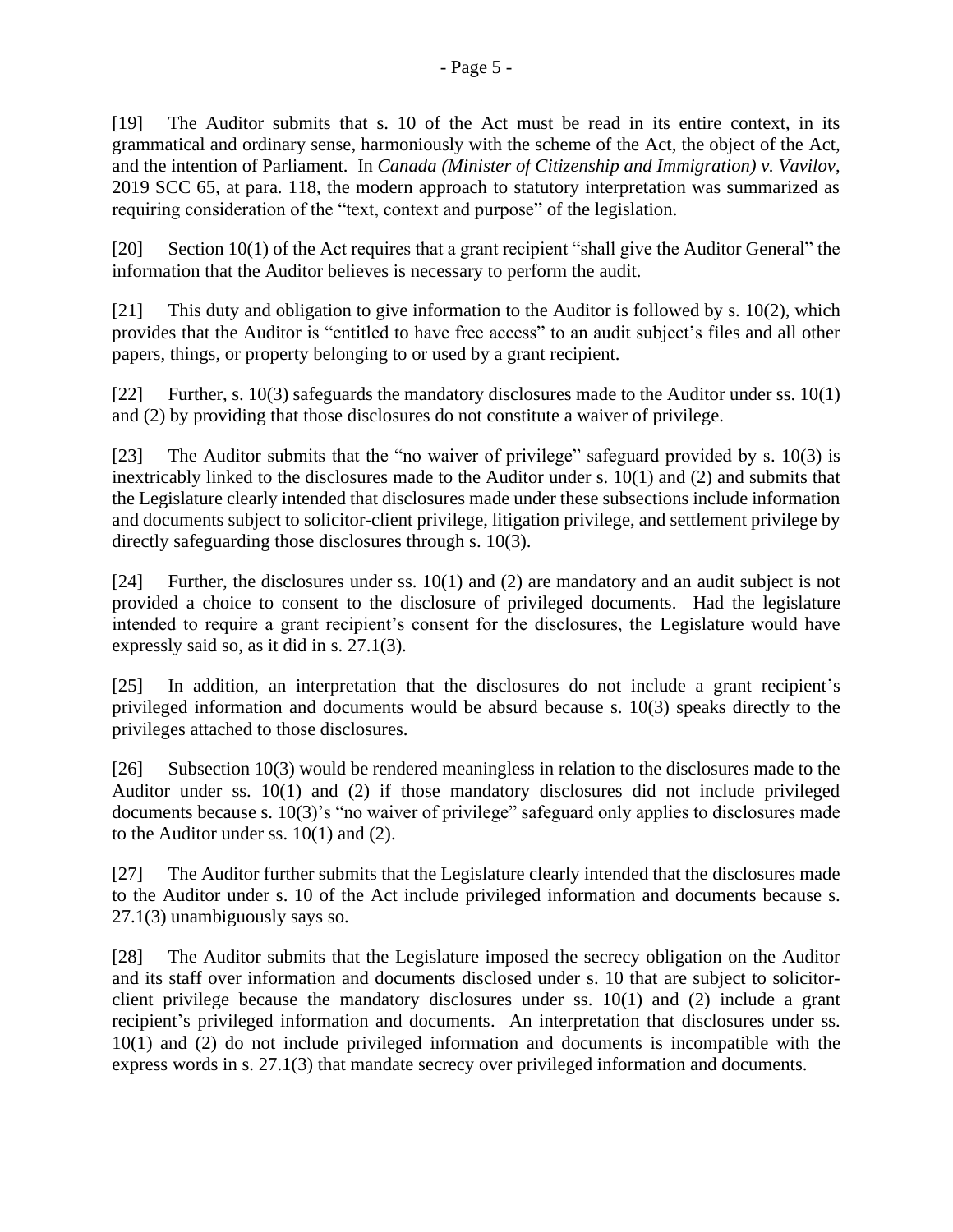[19] The Auditor submits that s. 10 of the Act must be read in its entire context, in its grammatical and ordinary sense, harmoniously with the scheme of the Act, the object of the Act, and the intention of Parliament. In *Canada (Minister of Citizenship and Immigration) v. Vavilov*, 2019 SCC 65, at para. 118, the modern approach to statutory interpretation was summarized as requiring consideration of the "text, context and purpose" of the legislation.

[20] Section 10(1) of the Act requires that a grant recipient "shall give the Auditor General" the information that the Auditor believes is necessary to perform the audit.

[21] This duty and obligation to give information to the Auditor is followed by s. 10(2), which provides that the Auditor is "entitled to have free access" to an audit subject's files and all other papers, things, or property belonging to or used by a grant recipient.

[22] Further, s. 10(3) safeguards the mandatory disclosures made to the Auditor under ss. 10(1) and (2) by providing that those disclosures do not constitute a waiver of privilege.

[23] The Auditor submits that the "no waiver of privilege" safeguard provided by s. 10(3) is inextricably linked to the disclosures made to the Auditor under s. 10(1) and (2) and submits that the Legislature clearly intended that disclosures made under these subsections include information and documents subject to solicitor-client privilege, litigation privilege, and settlement privilege by directly safeguarding those disclosures through s. 10(3).

[24] Further, the disclosures under ss. 10(1) and (2) are mandatory and an audit subject is not provided a choice to consent to the disclosure of privileged documents. Had the legislature intended to require a grant recipient's consent for the disclosures, the Legislature would have expressly said so, as it did in s. 27.1(3).

[25] In addition, an interpretation that the disclosures do not include a grant recipient's privileged information and documents would be absurd because s. 10(3) speaks directly to the privileges attached to those disclosures.

[26] Subsection 10(3) would be rendered meaningless in relation to the disclosures made to the Auditor under ss. 10(1) and (2) if those mandatory disclosures did not include privileged documents because s. 10(3)'s "no waiver of privilege" safeguard only applies to disclosures made to the Auditor under ss. 10(1) and (2).

[27] The Auditor further submits that the Legislature clearly intended that the disclosures made to the Auditor under s. 10 of the Act include privileged information and documents because s. 27.1(3) unambiguously says so.

[28] The Auditor submits that the Legislature imposed the secrecy obligation on the Auditor and its staff over information and documents disclosed under s. 10 that are subject to solicitor-client privilege because the mandatory disclosures under ss. 10(1) and (2) include a grant recipient's privileged information and documents. An interpretation that disclosures under ss. 10(1) and (2) do not include privileged information and documents is incompatible with the express words in s. 27.1(3) that mandate secrecy over privileged information and documents.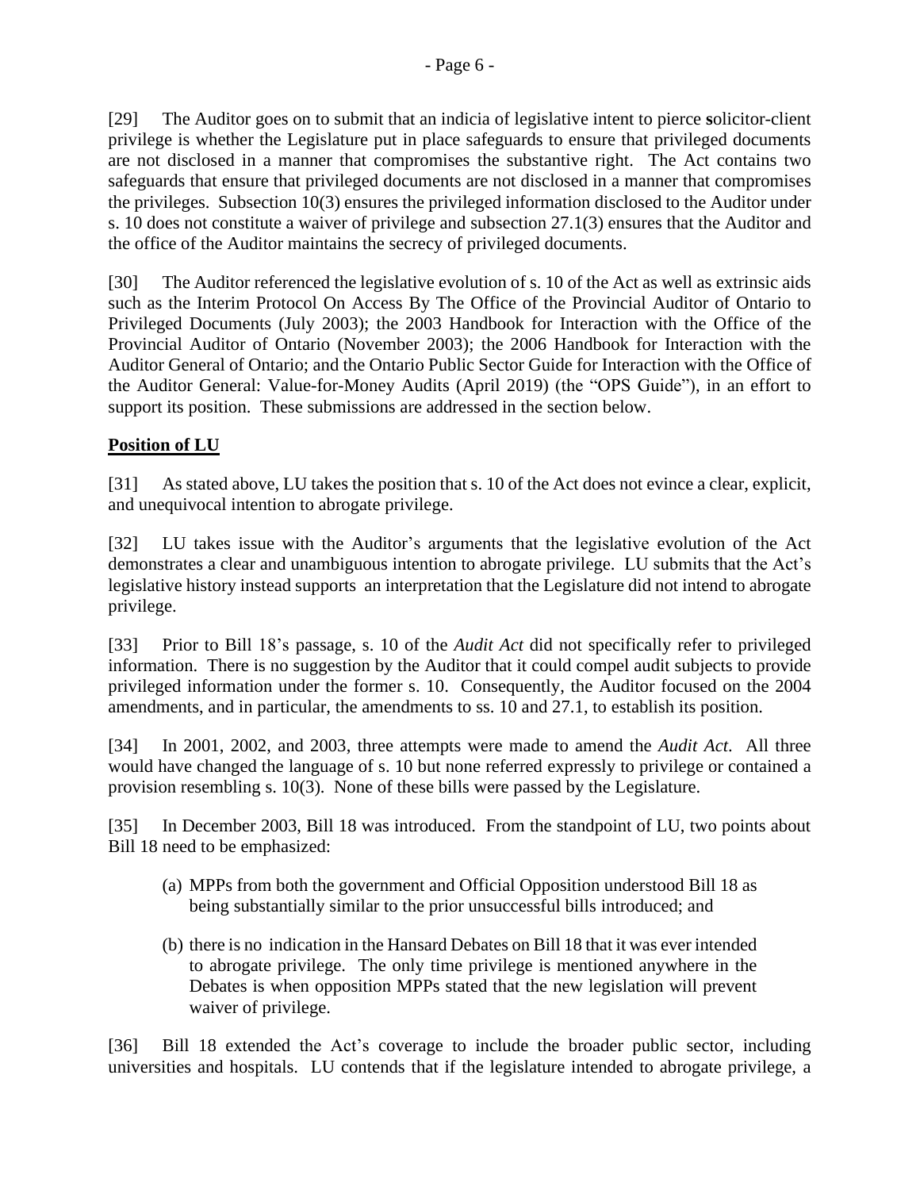[29] The Auditor goes on to submit that an indicia of legislative intent to pierce **s**olicitor-client privilege is whether the Legislature put in place safeguards to ensure that privileged documents are not disclosed in a manner that compromises the substantive right. The Act contains two safeguards that ensure that privileged documents are not disclosed in a manner that compromises the privileges. Subsection 10(3) ensures the privileged information disclosed to the Auditor under s. 10 does not constitute a waiver of privilege and subsection 27.1(3) ensures that the Auditor and the office of the Auditor maintains the secrecy of privileged documents.

[30] The Auditor referenced the legislative evolution of s. 10 of the Act as well as extrinsic aids such as the Interim Protocol On Access By The Office of the Provincial Auditor of Ontario to Privileged Documents (July 2003); the 2003 Handbook for Interaction with the Office of the Provincial Auditor of Ontario (November 2003); the 2006 Handbook for Interaction with the Auditor General of Ontario; and the Ontario Public Sector Guide for Interaction with the Office of the Auditor General: Value-for-Money Audits (April 2019) (the "OPS Guide"), in an effort to support its position. These submissions are addressed in the section below.

**Position of LU**

[31] As stated above, LU takes the position that s. 10 of the Act does not evince a clear, explicit, and unequivocal intention to abrogate privilege.

[32] LU takes issue with the Auditor's arguments that the legislative evolution of the Act demonstrates a clear and unambiguous intention to abrogate privilege. LU submits that the Act's legislative history instead supports an interpretation that the Legislature did not intend to abrogate privilege.

[33] Prior to Bill 18's passage, s. 10 of the *Audit Act* did not specifically refer to privileged information. There is no suggestion by the Auditor that it could compel audit subjects to provide privileged information under the former s. 10. Consequently, the Auditor focused on the 2004 amendments, and in particular, the amendments to ss. 10 and 27.1, to establish its position.

[34] In 2001, 2002, and 2003, three attempts were made to amend the *Audit Act*. All three would have changed the language of s. 10 but none referred expressly to privilege or contained a provision resembling s. 10(3). None of these bills were passed by the Legislature.

[35] In December 2003, Bill 18 was introduced. From the standpoint of LU, two points about Bill 18 need to be emphasized:

(a) MPPs from both the government and Official Opposition understood Bill 18 as being substantially similar to the prior unsuccessful bills introduced; and

(b) there is no indication in the Hansard Debates on Bill 18 that it was ever intended to abrogate privilege. The only time privilege is mentioned anywhere in the Debates is when opposition MPPs stated that the new legislation will prevent waiver of privilege.

[36] Bill 18 extended the Act's coverage to include the broader public sector, including universities and hospitals. LU contends that if the legislature intended to abrogate privilege, a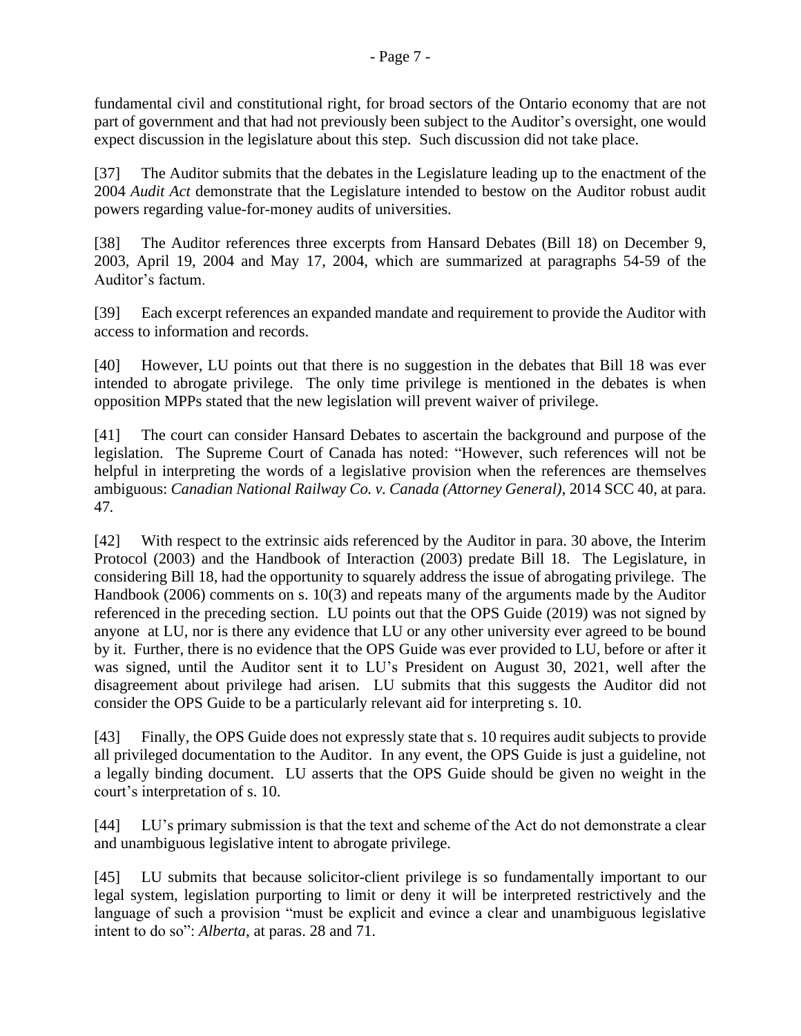fundamental civil and constitutional right, for broad sectors of the Ontario economy that are not part of government and that had not previously been subject to the Auditor's oversight, one would expect discussion in the legislature about this step. Such discussion did not take place.

[37] The Auditor submits that the debates in the Legislature leading up to the enactment of the 2004 *Audit Act* demonstrate that the Legislature intended to bestow on the Auditor robust audit powers regarding value-for-money audits of universities.

[38] The Auditor references three excerpts from Hansard Debates (Bill 18) on December 9, 2003, April 19, 2004 and May 17, 2004, which are summarized at paragraphs 54-59 of the Auditor's factum.

[39] Each excerpt references an expanded mandate and requirement to provide the Auditor with access to information and records.

[40] However, LU points out that there is no suggestion in the debates that Bill 18 was ever intended to abrogate privilege. The only time privilege is mentioned in the debates is when opposition MPPs stated that the new legislation will prevent waiver of privilege.

[41] The court can consider Hansard Debates to ascertain the background and purpose of the legislation. The Supreme Court of Canada has noted: "However, such references will not be helpful in interpreting the words of a legislative provision when the references are themselves ambiguous: *Canadian National Railway Co. v. Canada (Attorney General)*, 2014 SCC 40, at para. 47.

[42] With respect to the extrinsic aids referenced by the Auditor in para. 30 above, the Interim Protocol (2003) and the Handbook of Interaction (2003) predate Bill 18. The Legislature, in considering Bill 18, had the opportunity to squarely address the issue of abrogating privilege. The Handbook (2006) comments on s. 10(3) and repeats many of the arguments made by the Auditor referenced in the preceding section. LU points out that the OPS Guide (2019) was not signed by anyone at LU, nor is there any evidence that LU or any other university ever agreed to be bound by it. Further, there is no evidence that the OPS Guide was ever provided to LU, before or after it was signed, until the Auditor sent it to LU's President on August 30, 2021, well after the disagreement about privilege had arisen. LU submits that this suggests the Auditor did not consider the OPS Guide to be a particularly relevant aid for interpreting s. 10.

[43] Finally, the OPS Guide does not expressly state that s. 10 requires audit subjects to provide all privileged documentation to the Auditor. In any event, the OPS Guide is just a guideline, not a legally binding document. LU asserts that the OPS Guide should be given no weight in the court's interpretation of s. 10.

[44] LU's primary submission is that the text and scheme of the Act do not demonstrate a clear and unambiguous legislative intent to abrogate privilege.

[45] LU submits that because solicitor-client privilege is so fundamentally important to our legal system, legislation purporting to limit or deny it will be interpreted restrictively and the language of such a provision "must be explicit and evince a clear and unambiguous legislative intent to do so": *Alberta*, at paras. 28 and 71.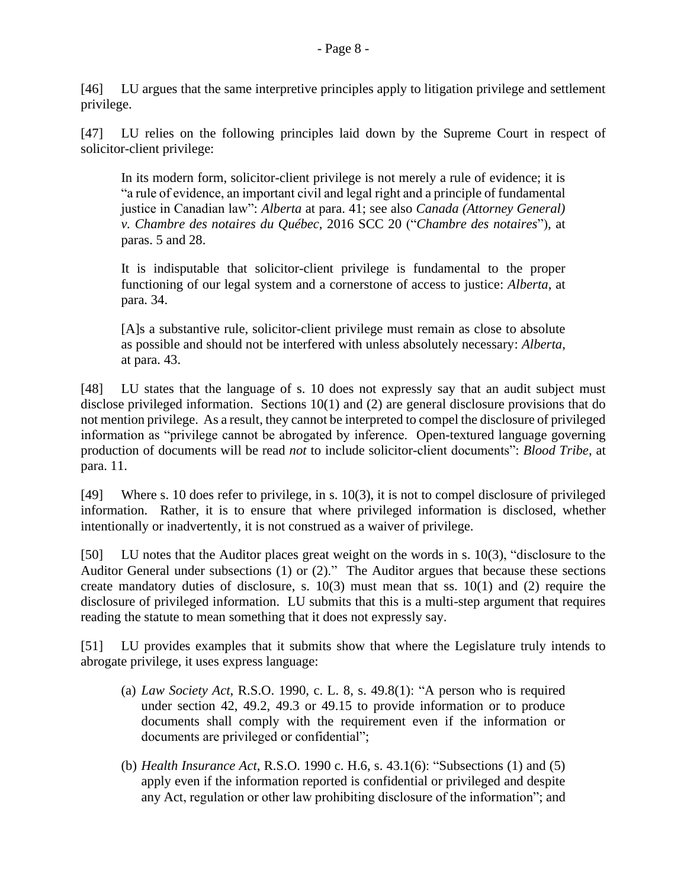[46] LU argues that the same interpretive principles apply to litigation privilege and settlement privilege.

[47] LU relies on the following principles laid down by the Supreme Court in respect of solicitor-client privilege:

> In its modern form, solicitor-client privilege is not merely a rule of evidence; it is "a rule of evidence, an important civil and legal right and a principle of fundamental justice in Canadian law": *Alberta* at para. 41; see also *Canada (Attorney General) v. Chambre des notaires du Québec*, 2016 SCC 20 ("*Chambre des notaires*"), at paras. 5 and 28.
>
> It is indisputable that solicitor-client privilege is fundamental to the proper functioning of our legal system and a cornerstone of access to justice: *Alberta*, at para. 34.
>
> [A]s a substantive rule, solicitor-client privilege must remain as close to absolute as possible and should not be interfered with unless absolutely necessary: *Alberta*, at para. 43.

[48] LU states that the language of s. 10 does not expressly say that an audit subject must disclose privileged information. Sections 10(1) and (2) are general disclosure provisions that do not mention privilege. As a result, they cannot be interpreted to compel the disclosure of privileged information as "privilege cannot be abrogated by inference. Open-textured language governing production of documents will be read *not* to include solicitor-client documents": *Blood Tribe*, at para. 11.

[49] Where s. 10 does refer to privilege, in s. 10(3), it is not to compel disclosure of privileged information. Rather, it is to ensure that where privileged information is disclosed, whether intentionally or inadvertently, it is not construed as a waiver of privilege.

[50] LU notes that the Auditor places great weight on the words in s. 10(3), "disclosure to the Auditor General under subsections (1) or (2)." The Auditor argues that because these sections create mandatory duties of disclosure, s. 10(3) must mean that ss. 10(1) and (2) require the disclosure of privileged information. LU submits that this is a multi-step argument that requires reading the statute to mean something that it does not expressly say.

[51] LU provides examples that it submits show that where the Legislature truly intends to abrogate privilege, it uses express language:

> (a) *Law Society Act*, R.S.O. 1990, c. L. 8, s. 49.8(1): "A person who is required under section 42, 49.2, 49.3 or 49.15 to provide information or to produce documents shall comply with the requirement even if the information or documents are privileged or confidential";
>
> (b) *Health Insurance Act*, R.S.O. 1990 c. H.6, s. 43.1(6): "Subsections (1) and (5) apply even if the information reported is confidential or privileged and despite any Act, regulation or other law prohibiting disclosure of the information"; and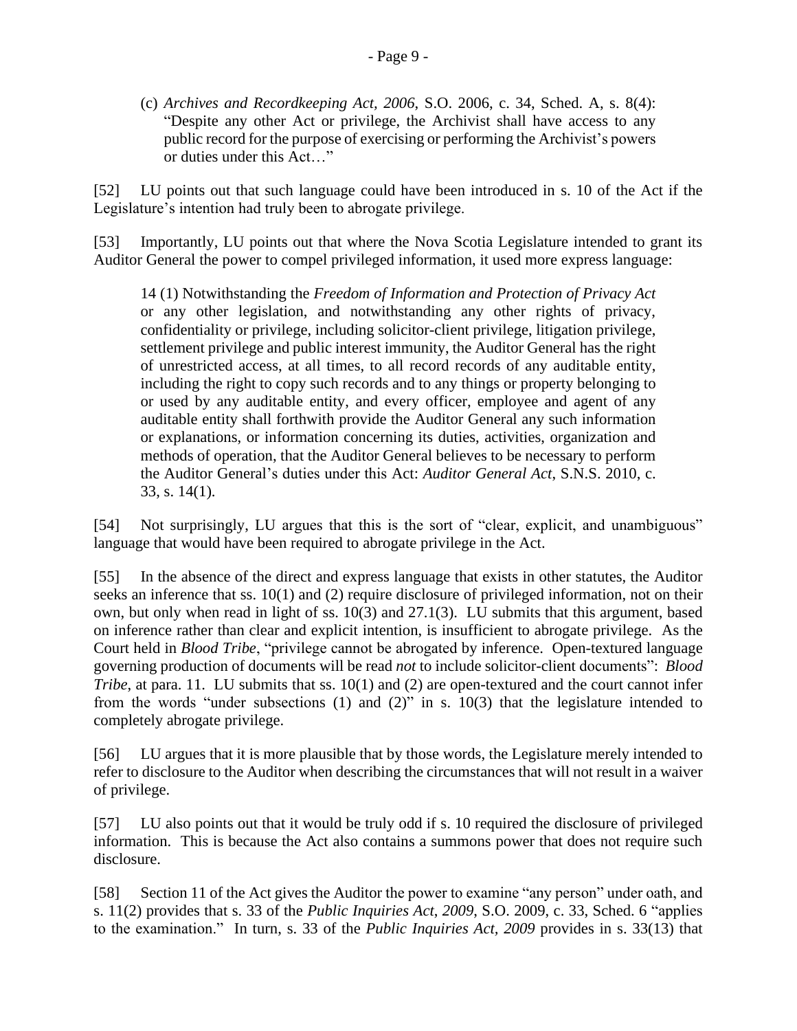(c) *Archives and Recordkeeping Act, 2006*, S.O. 2006, c. 34, Sched. A, s. 8(4): "Despite any other Act or privilege, the Archivist shall have access to any public record for the purpose of exercising or performing the Archivist's powers or duties under this Act…"

[52] LU points out that such language could have been introduced in s. 10 of the Act if the Legislature's intention had truly been to abrogate privilege.

[53] Importantly, LU points out that where the Nova Scotia Legislature intended to grant its Auditor General the power to compel privileged information, it used more express language:

> 14 (1) Notwithstanding the *Freedom of Information and Protection of Privacy Act* or any other legislation, and notwithstanding any other rights of privacy, confidentiality or privilege, including solicitor-client privilege, litigation privilege, settlement privilege and public interest immunity, the Auditor General has the right of unrestricted access, at all times, to all record records of any auditable entity, including the right to copy such records and to any things or property belonging to or used by any auditable entity, and every officer, employee and agent of any auditable entity shall forthwith provide the Auditor General any such information or explanations, or information concerning its duties, activities, organization and methods of operation, that the Auditor General believes to be necessary to perform the Auditor General's duties under this Act: *Auditor General Act*, S.N.S. 2010, c. 33, s. 14(1).

[54] Not surprisingly, LU argues that this is the sort of "clear, explicit, and unambiguous" language that would have been required to abrogate privilege in the Act.

[55] In the absence of the direct and express language that exists in other statutes, the Auditor seeks an inference that ss. 10(1) and (2) require disclosure of privileged information, not on their own, but only when read in light of ss. 10(3) and 27.1(3). LU submits that this argument, based on inference rather than clear and explicit intention, is insufficient to abrogate privilege. As the Court held in *Blood Tribe*, "privilege cannot be abrogated by inference. Open-textured language governing production of documents will be read *not* to include solicitor-client documents": *Blood Tribe*, at para. 11. LU submits that ss. 10(1) and (2) are open-textured and the court cannot infer from the words "under subsections (1) and (2)" in s. 10(3) that the legislature intended to completely abrogate privilege.

[56] LU argues that it is more plausible that by those words, the Legislature merely intended to refer to disclosure to the Auditor when describing the circumstances that will not result in a waiver of privilege.

[57] LU also points out that it would be truly odd if s. 10 required the disclosure of privileged information. This is because the Act also contains a summons power that does not require such disclosure.

[58] Section 11 of the Act gives the Auditor the power to examine "any person" under oath, and s. 11(2) provides that s. 33 of the *Public Inquiries Act, 2009*, S.O. 2009, c. 33, Sched. 6 "applies to the examination." In turn, s. 33 of the *Public Inquiries Act, 2009* provides in s. 33(13) that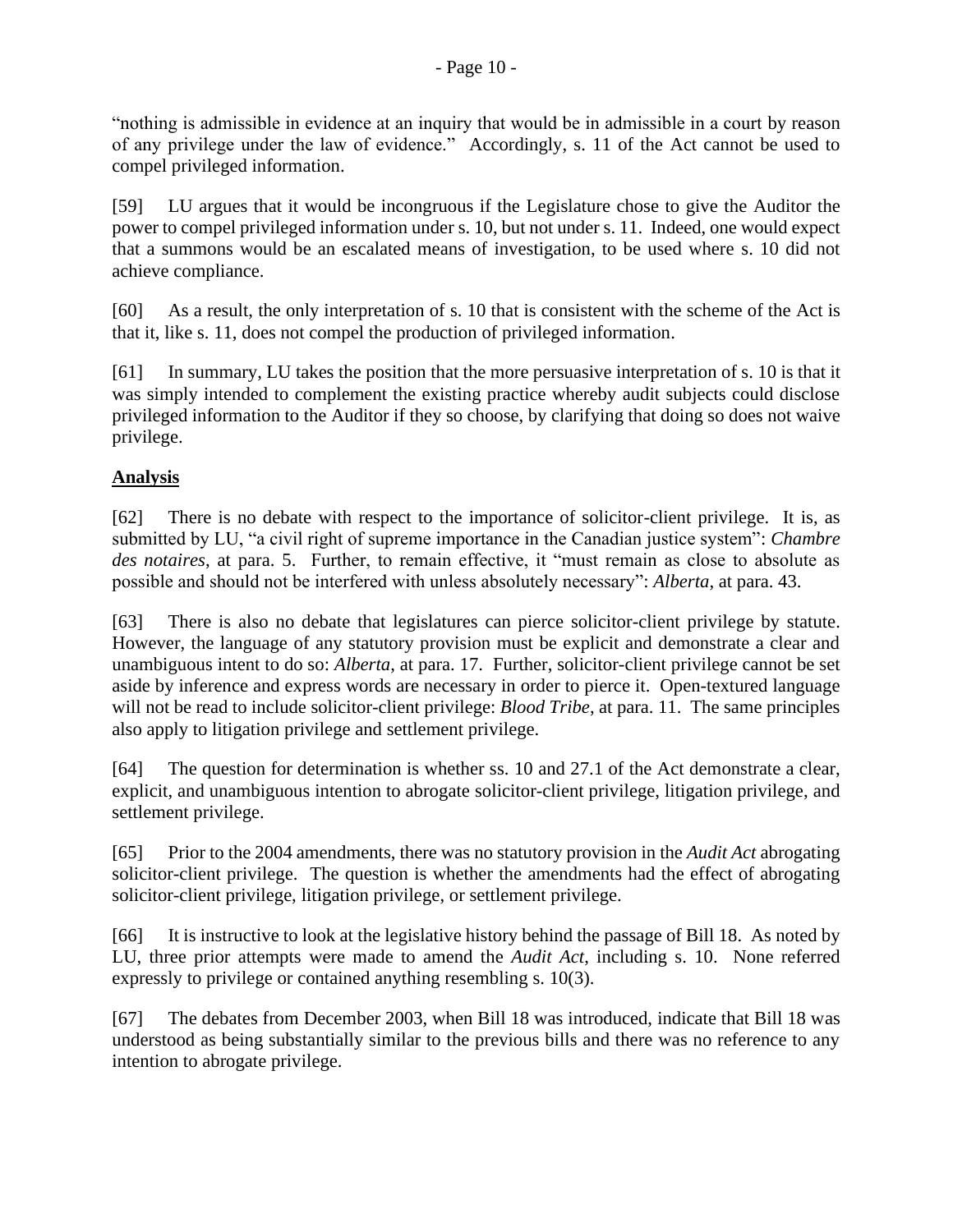"nothing is admissible in evidence at an inquiry that would be in admissible in a court by reason of any privilege under the law of evidence." Accordingly, s. 11 of the Act cannot be used to compel privileged information.

[59] LU argues that it would be incongruous if the Legislature chose to give the Auditor the power to compel privileged information under s. 10, but not under s. 11. Indeed, one would expect that a summons would be an escalated means of investigation, to be used where s. 10 did not achieve compliance.

[60] As a result, the only interpretation of s. 10 that is consistent with the scheme of the Act is that it, like s. 11, does not compel the production of privileged information.

[61] In summary, LU takes the position that the more persuasive interpretation of s. 10 is that it was simply intended to complement the existing practice whereby audit subjects could disclose privileged information to the Auditor if they so choose, by clarifying that doing so does not waive privilege.

**Analysis**

[62] There is no debate with respect to the importance of solicitor-client privilege. It is, as submitted by LU, "a civil right of supreme importance in the Canadian justice system": *Chambre des notaires*, at para. 5. Further, to remain effective, it "must remain as close to absolute as possible and should not be interfered with unless absolutely necessary": *Alberta*, at para. 43.

[63] There is also no debate that legislatures can pierce solicitor-client privilege by statute. However, the language of any statutory provision must be explicit and demonstrate a clear and unambiguous intent to do so: *Alberta*, at para. 17. Further, solicitor-client privilege cannot be set aside by inference and express words are necessary in order to pierce it. Open-textured language will not be read to include solicitor-client privilege: *Blood Tribe*, at para. 11. The same principles also apply to litigation privilege and settlement privilege.

[64] The question for determination is whether ss. 10 and 27.1 of the Act demonstrate a clear, explicit, and unambiguous intention to abrogate solicitor-client privilege, litigation privilege, and settlement privilege.

[65] Prior to the 2004 amendments, there was no statutory provision in the *Audit Act* abrogating solicitor-client privilege. The question is whether the amendments had the effect of abrogating solicitor-client privilege, litigation privilege, or settlement privilege.

[66] It is instructive to look at the legislative history behind the passage of Bill 18. As noted by LU, three prior attempts were made to amend the *Audit Act*, including s. 10. None referred expressly to privilege or contained anything resembling s. 10(3).

[67] The debates from December 2003, when Bill 18 was introduced, indicate that Bill 18 was understood as being substantially similar to the previous bills and there was no reference to any intention to abrogate privilege.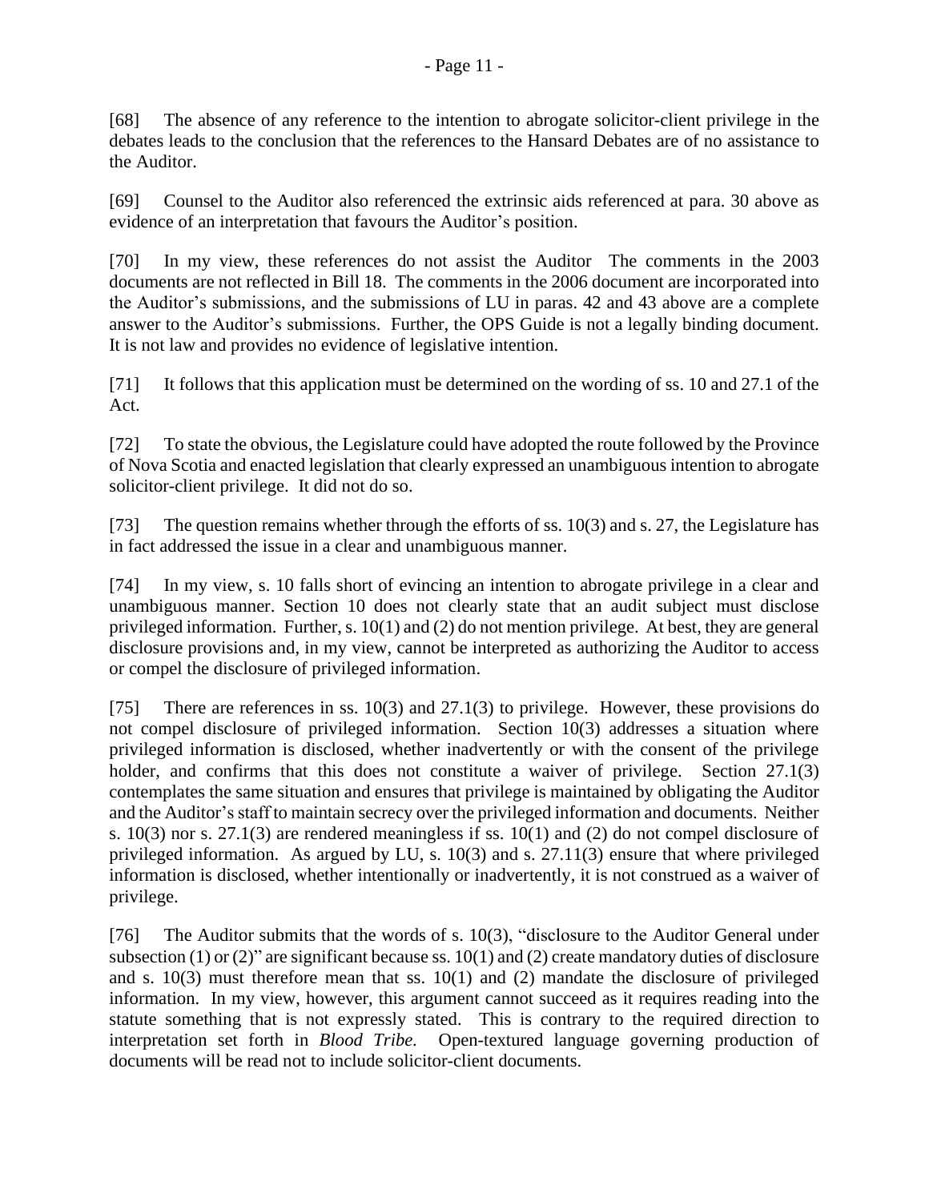[68] The absence of any reference to the intention to abrogate solicitor-client privilege in the debates leads to the conclusion that the references to the Hansard Debates are of no assistance to the Auditor.

[69] Counsel to the Auditor also referenced the extrinsic aids referenced at para. 30 above as evidence of an interpretation that favours the Auditor's position.

[70] In my view, these references do not assist the Auditor The comments in the 2003 documents are not reflected in Bill 18. The comments in the 2006 document are incorporated into the Auditor's submissions, and the submissions of LU in paras. 42 and 43 above are a complete answer to the Auditor's submissions. Further, the OPS Guide is not a legally binding document. It is not law and provides no evidence of legislative intention.

[71] It follows that this application must be determined on the wording of ss. 10 and 27.1 of the Act.

[72] To state the obvious, the Legislature could have adopted the route followed by the Province of Nova Scotia and enacted legislation that clearly expressed an unambiguous intention to abrogate solicitor-client privilege. It did not do so.

[73] The question remains whether through the efforts of ss. 10(3) and s. 27, the Legislature has in fact addressed the issue in a clear and unambiguous manner.

[74] In my view, s. 10 falls short of evincing an intention to abrogate privilege in a clear and unambiguous manner. Section 10 does not clearly state that an audit subject must disclose privileged information. Further, s. 10(1) and (2) do not mention privilege. At best, they are general disclosure provisions and, in my view, cannot be interpreted as authorizing the Auditor to access or compel the disclosure of privileged information.

[75] There are references in ss. 10(3) and 27.1(3) to privilege. However, these provisions do not compel disclosure of privileged information. Section 10(3) addresses a situation where privileged information is disclosed, whether inadvertently or with the consent of the privilege holder, and confirms that this does not constitute a waiver of privilege. Section 27.1(3) contemplates the same situation and ensures that privilege is maintained by obligating the Auditor and the Auditor's staff to maintain secrecy over the privileged information and documents. Neither s. 10(3) nor s. 27.1(3) are rendered meaningless if ss. 10(1) and (2) do not compel disclosure of privileged information. As argued by LU, s. 10(3) and s. 27.11(3) ensure that where privileged information is disclosed, whether intentionally or inadvertently, it is not construed as a waiver of privilege.

[76] The Auditor submits that the words of s. 10(3), "disclosure to the Auditor General under subsection (1) or (2)" are significant because ss. 10(1) and (2) create mandatory duties of disclosure and s. 10(3) must therefore mean that ss. 10(1) and (2) mandate the disclosure of privileged information. In my view, however, this argument cannot succeed as it requires reading into the statute something that is not expressly stated. This is contrary to the required direction to interpretation set forth in *Blood Tribe.* Open-textured language governing production of documents will be read not to include solicitor-client documents.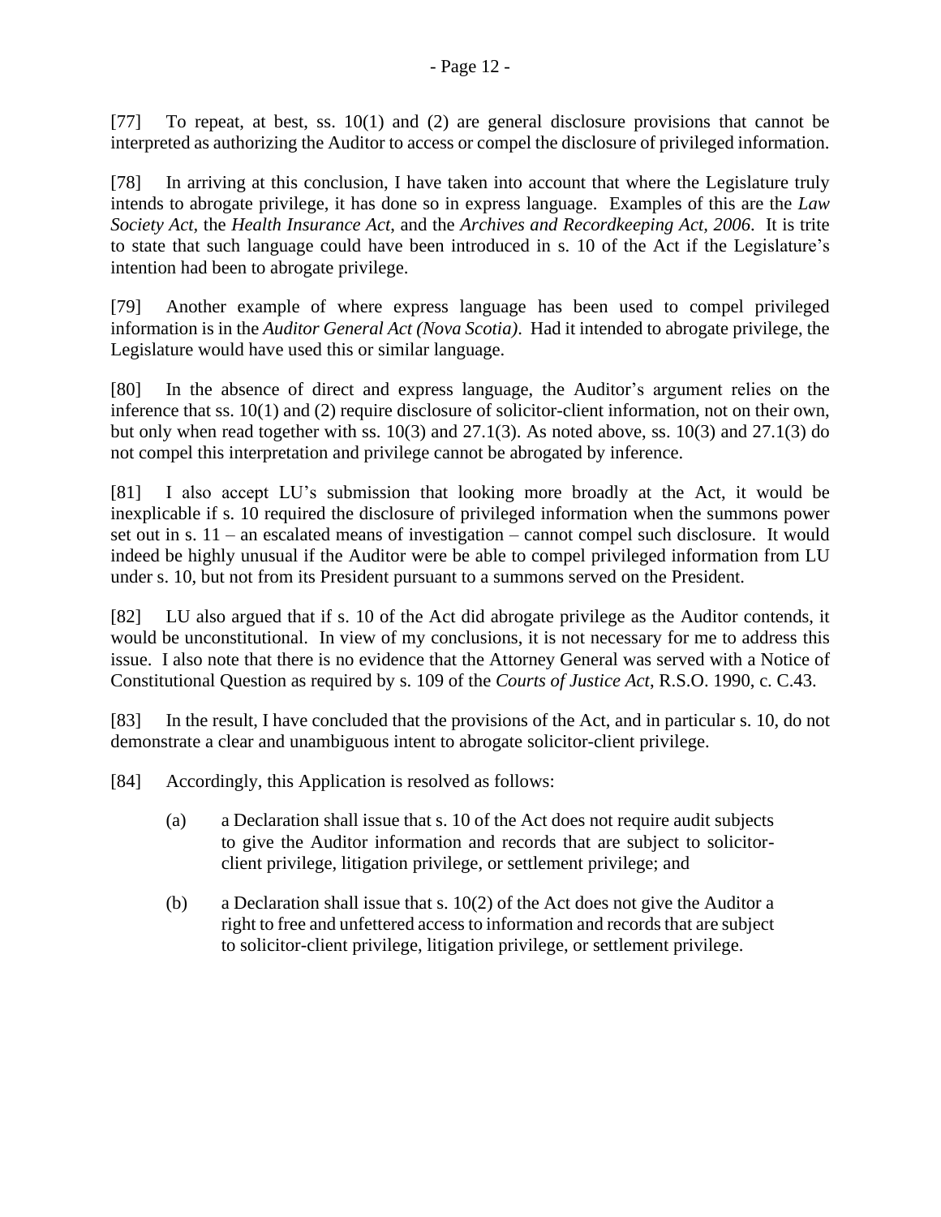[77] To repeat, at best, ss. 10(1) and (2) are general disclosure provisions that cannot be interpreted as authorizing the Auditor to access or compel the disclosure of privileged information.

[78] In arriving at this conclusion, I have taken into account that where the Legislature truly intends to abrogate privilege, it has done so in express language. Examples of this are the *Law Society Act,* the *Health Insurance Act*, and the *Archives and Recordkeeping Act, 2006*. It is trite to state that such language could have been introduced in s. 10 of the Act if the Legislature's intention had been to abrogate privilege.

[79] Another example of where express language has been used to compel privileged information is in the *Auditor General Act (Nova Scotia)*. Had it intended to abrogate privilege, the Legislature would have used this or similar language.

[80] In the absence of direct and express language, the Auditor's argument relies on the inference that ss. 10(1) and (2) require disclosure of solicitor-client information, not on their own, but only when read together with ss. 10(3) and 27.1(3). As noted above, ss. 10(3) and 27.1(3) do not compel this interpretation and privilege cannot be abrogated by inference.

[81] I also accept LU's submission that looking more broadly at the Act, it would be inexplicable if s. 10 required the disclosure of privileged information when the summons power set out in s. 11 – an escalated means of investigation – cannot compel such disclosure. It would indeed be highly unusual if the Auditor were be able to compel privileged information from LU under s. 10, but not from its President pursuant to a summons served on the President.

[82] LU also argued that if s. 10 of the Act did abrogate privilege as the Auditor contends, it would be unconstitutional. In view of my conclusions, it is not necessary for me to address this issue. I also note that there is no evidence that the Attorney General was served with a Notice of Constitutional Question as required by s. 109 of the *Courts of Justice Act*, R.S.O. 1990, c. C.43.

[83] In the result, I have concluded that the provisions of the Act, and in particular s. 10, do not demonstrate a clear and unambiguous intent to abrogate solicitor-client privilege.

[84] Accordingly, this Application is resolved as follows:

(a) a Declaration shall issue that s. 10 of the Act does not require audit subjects to give the Auditor information and records that are subject to solicitor-client privilege, litigation privilege, or settlement privilege; and

(b) a Declaration shall issue that s. 10(2) of the Act does not give the Auditor a right to free and unfettered access to information and records that are subject to solicitor-client privilege, litigation privilege, or settlement privilege.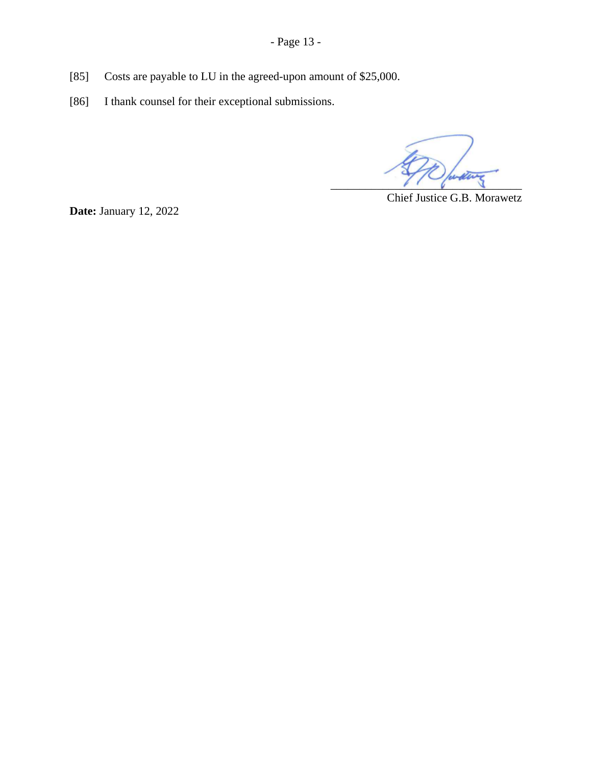[85] Costs are payable to LU in the agreed-upon amount of $25,000.

[86] I thank counsel for their exceptional submissions.

Chief Justice G.B. Morawetz

**Date:** January 12, 2022